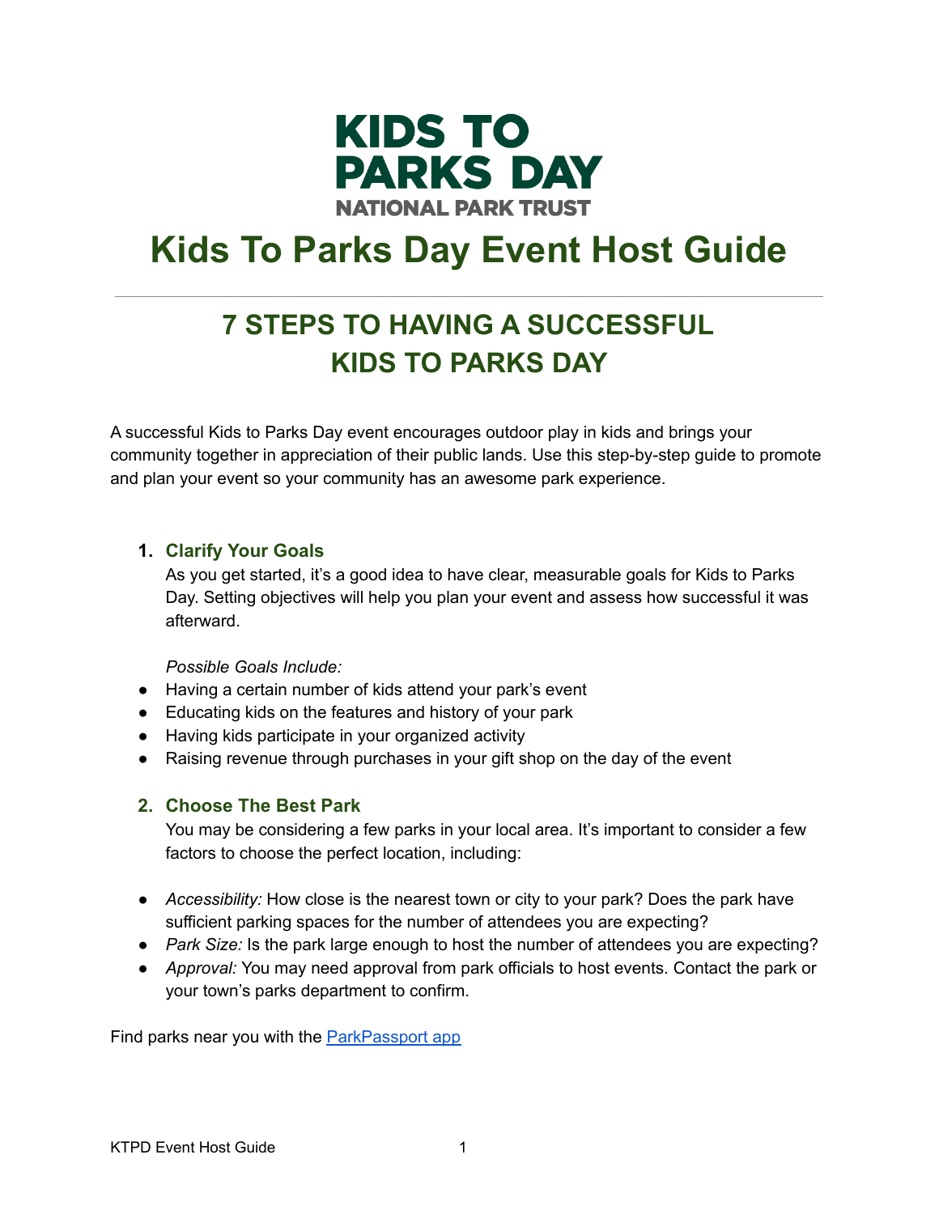KIDS TO PARKS DAY
NATIONAL PARK TRUST

# Kids To Parks Day Event Host Guide

---

## 7 STEPS TO HAVING A SUCCESSFUL KIDS TO PARKS DAY

A successful Kids to Parks Day event encourages outdoor play in kids and brings your community together in appreciation of their public lands. Use this step-by-step guide to promote and plan your event so your community has an awesome park experience.

### 1. Clarify Your Goals

As you get started, it's a good idea to have clear, measurable goals for Kids to Parks Day. Setting objectives will help you plan your event and assess how successful it was afterward.

*Possible Goals Include:*

- Having a certain number of kids attend your park's event
- Educating kids on the features and history of your park
- Having kids participate in your organized activity
- Raising revenue through purchases in your gift shop on the day of the event

### 2. Choose The Best Park

You may be considering a few parks in your local area. It's important to consider a few factors to choose the perfect location, including:

- *Accessibility:* How close is the nearest town or city to your park? Does the park have sufficient parking spaces for the number of attendees you are expecting?
- *Park Size:* Is the park large enough to host the number of attendees you are expecting?
- *Approval:* You may need approval from park officials to host events. Contact the park or your town's parks department to confirm.

Find parks near you with the [ParkPassport app]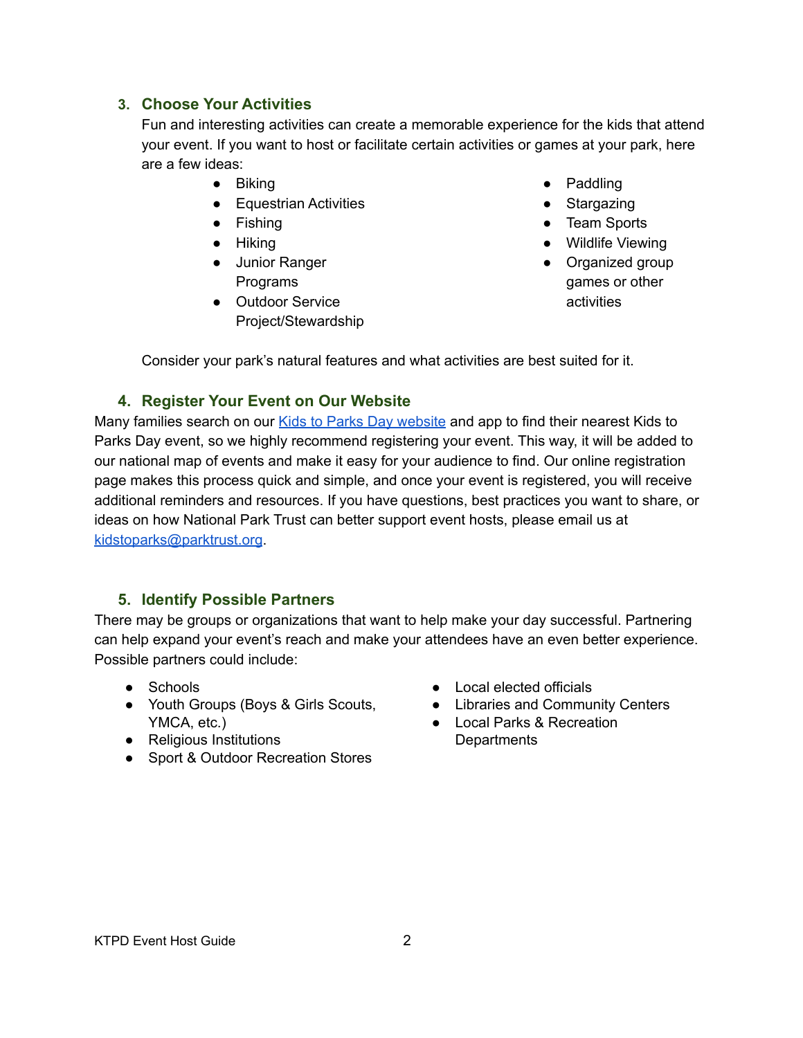### 3. Choose Your Activities

Fun and interesting activities can create a memorable experience for the kids that attend your event. If you want to host or facilitate certain activities or games at your park, here are a few ideas:

- Biking
- Equestrian Activities
- Fishing
- Hiking
- Junior Ranger Programs
- Outdoor Service Project/Stewardship
- Paddling
- Stargazing
- Team Sports
- Wildlife Viewing
- Organized group games or other activities

Consider your park's natural features and what activities are best suited for it.

### 4. Register Your Event on Our Website

Many families search on our [Kids to Parks Day website]() and app to find their nearest Kids to Parks Day event, so we highly recommend registering your event. This way, it will be added to our national map of events and make it easy for your audience to find. Our online registration page makes this process quick and simple, and once your event is registered, you will receive additional reminders and resources. If you have questions, best practices you want to share, or ideas on how National Park Trust can better support event hosts, please email us at [kidstoparks@parktrust.org](mailto:kidstoparks@parktrust.org).

### 5. Identify Possible Partners

There may be groups or organizations that want to help make your day successful. Partnering can help expand your event's reach and make your attendees have an even better experience. Possible partners could include:

- Schools
- Youth Groups (Boys & Girls Scouts, YMCA, etc.)
- Religious Institutions
- Sport & Outdoor Recreation Stores
- Local elected officials
- Libraries and Community Centers
- Local Parks & Recreation Departments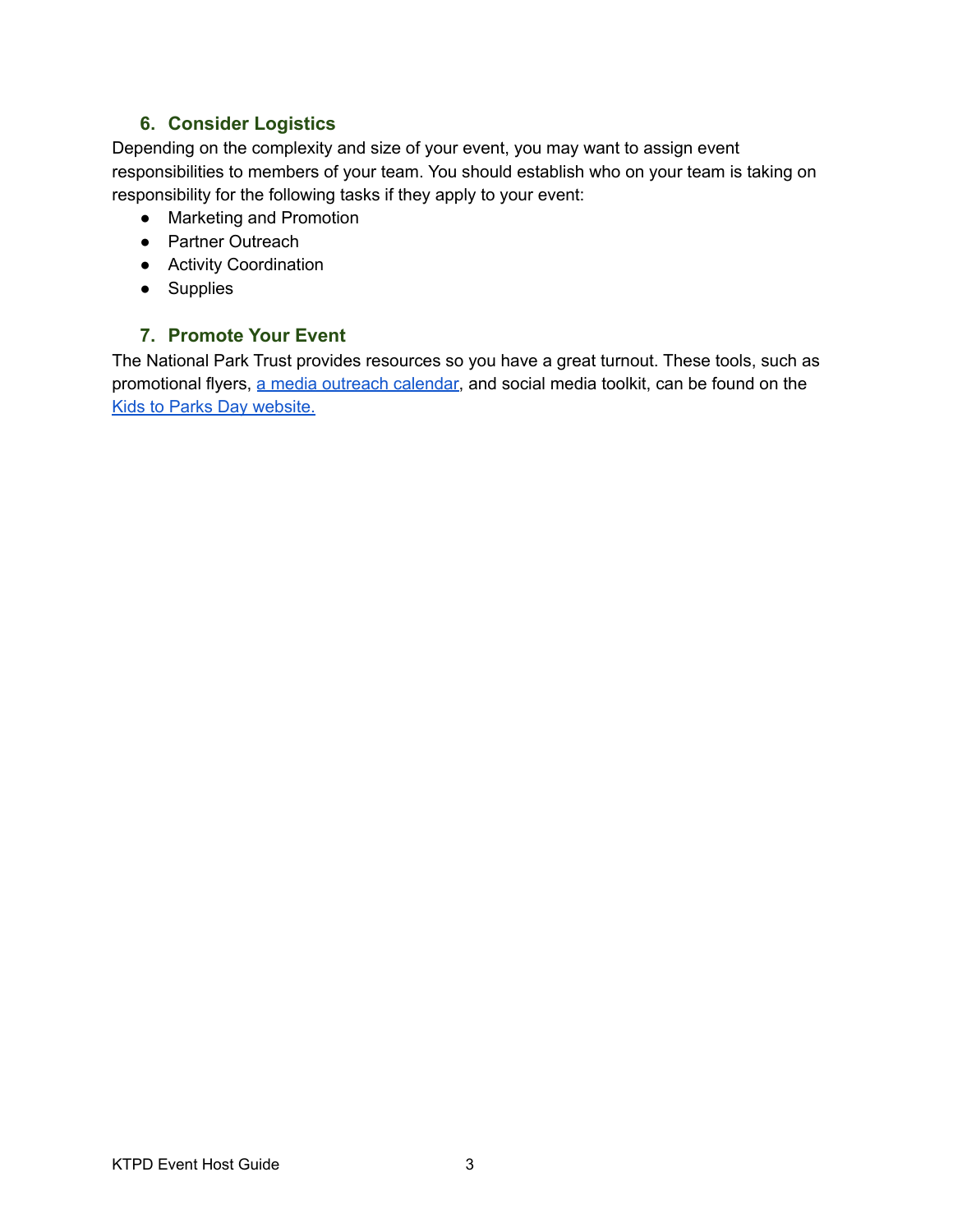### 6. Consider Logistics

Depending on the complexity and size of your event, you may want to assign event responsibilities to members of your team. You should establish who on your team is taking on responsibility for the following tasks if they apply to your event:

- Marketing and Promotion
- Partner Outreach
- Activity Coordination
- Supplies

### 7. Promote Your Event

The National Park Trust provides resources so you have a great turnout. These tools, such as promotional flyers, a media outreach calendar, and social media toolkit, can be found on the Kids to Parks Day website.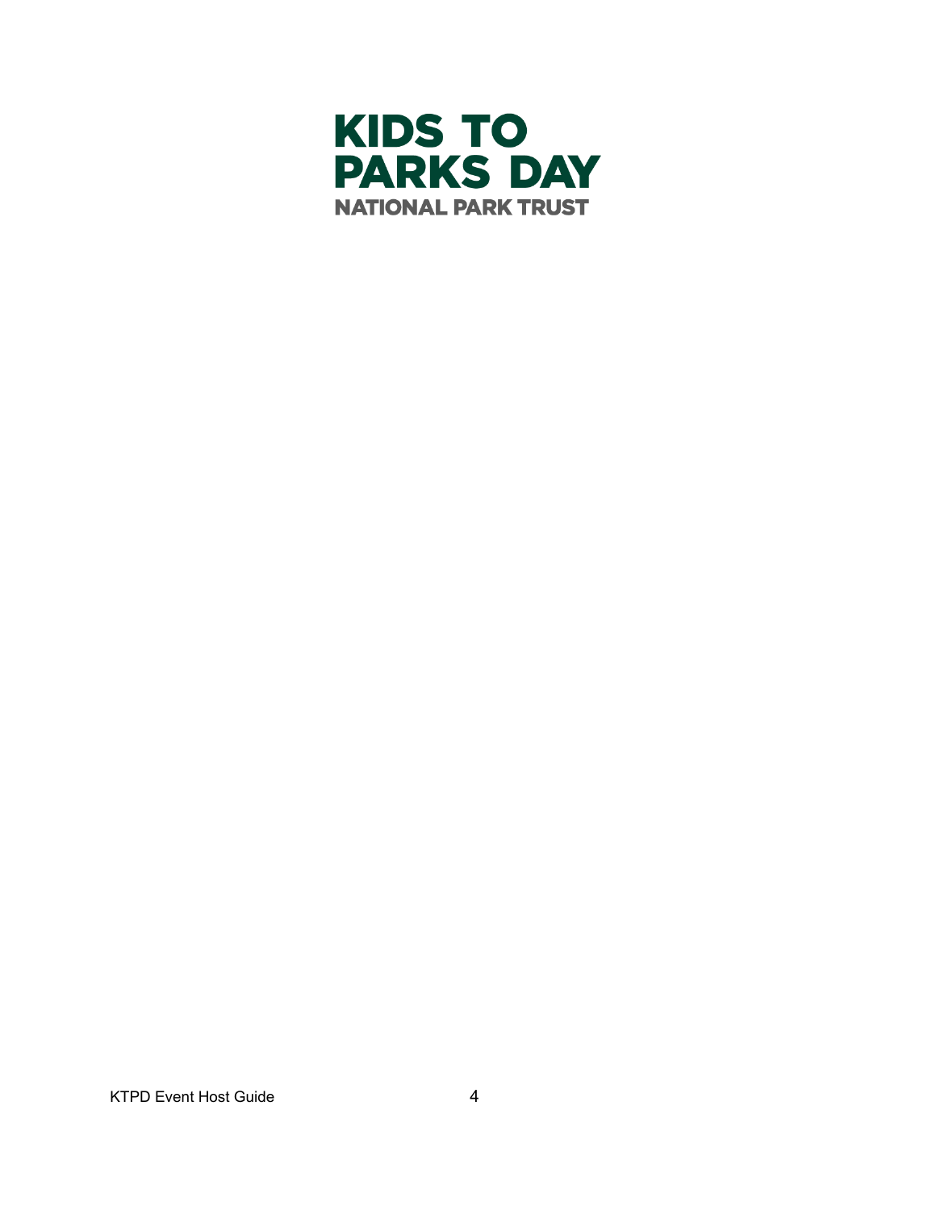# KIDS TO PARKS DAY

**NATIONAL PARK TRUST**